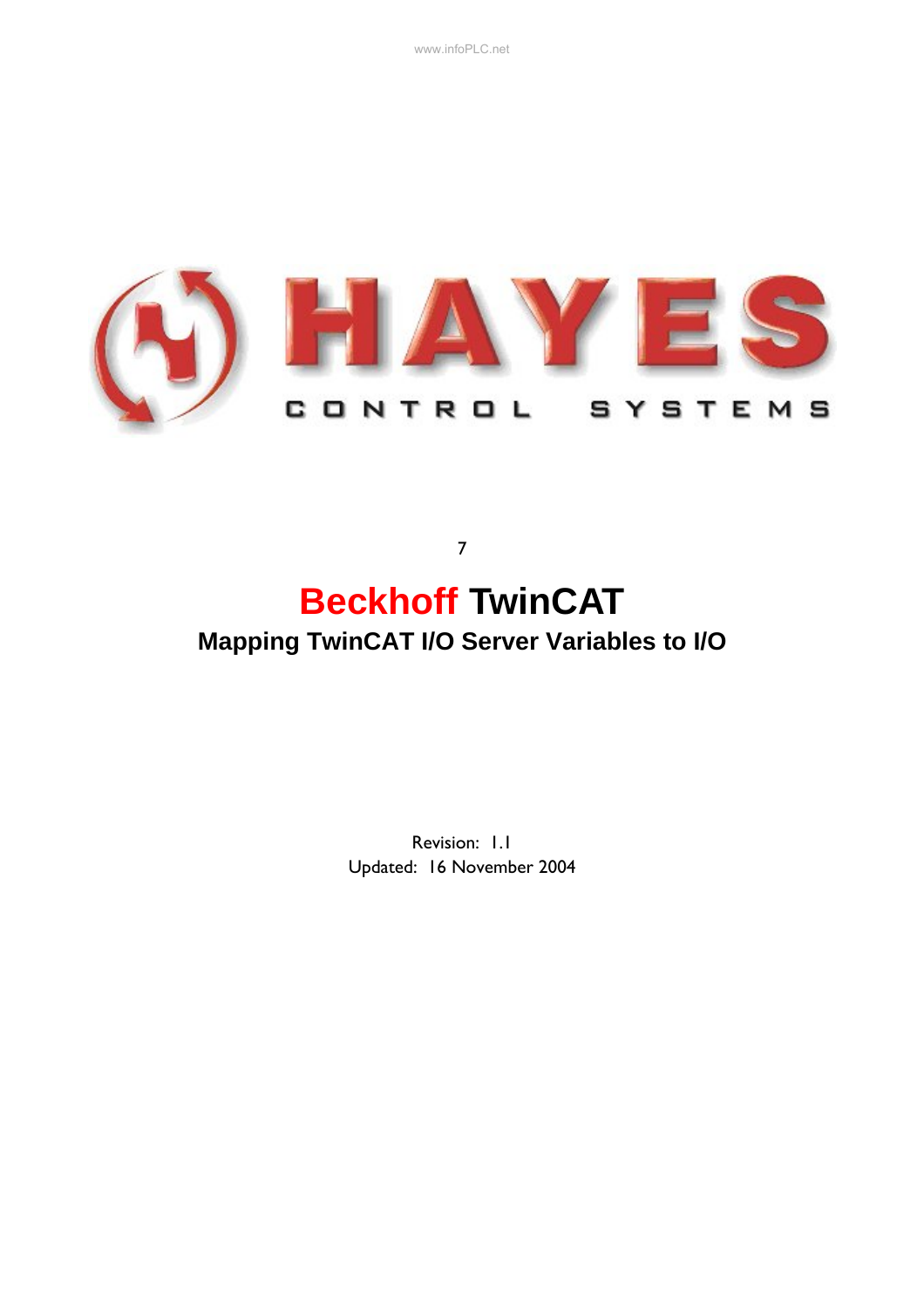HAYES

CONTROL SYSTEMS

7

# Beckhoff TwinCAT

## Mapping TwinCAT I/O Server Variables to I/O

Revision: 1.1

Updated: 16 November 2004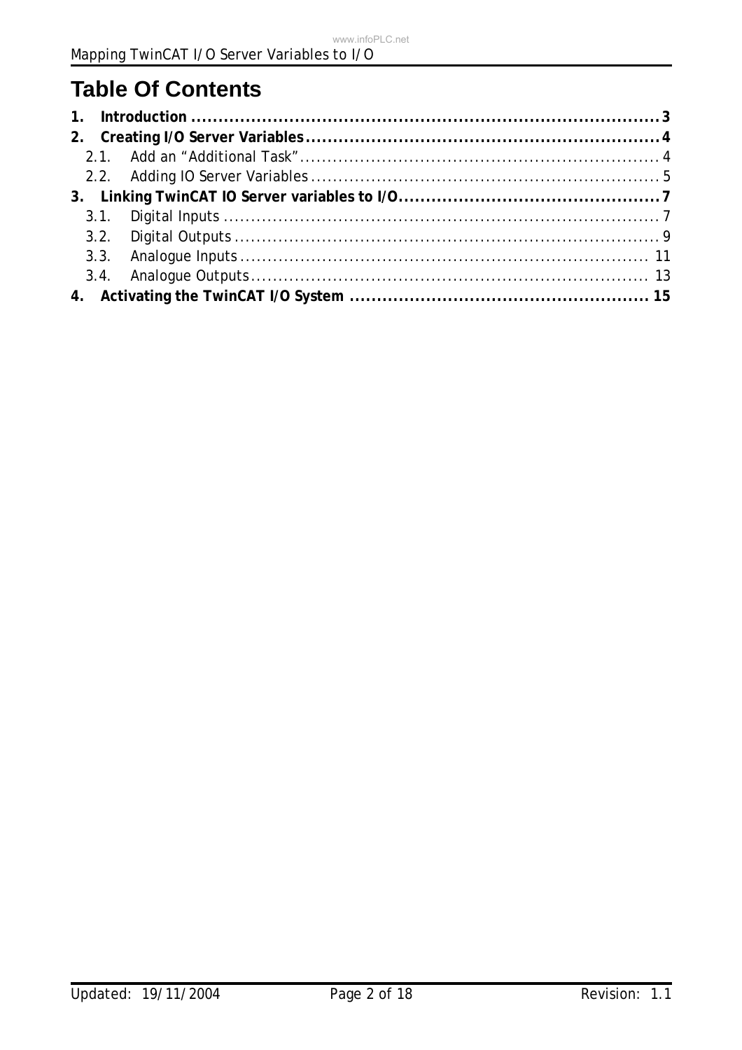# Table Of Contents

**1. Introduction ........................................................................................ 3**

**2. Creating I/O Server Variables ................................................................. 4**

2.1. Add an “Additional Task” ................................................................. 4

2.2. Adding IO Server Variables ............................................................... 5

**3. Linking TwinCAT IO Server variables to I/O ............................................... 7**

3.1. Digital Inputs ................................................................................ 7

3.2. Digital Outputs .............................................................................. 9

3.3. Analogue Inputs ........................................................................... 11

3.4. Analogue Outputs ......................................................................... 13

**4. Activating the TwinCAT I/O System ....................................................... 15**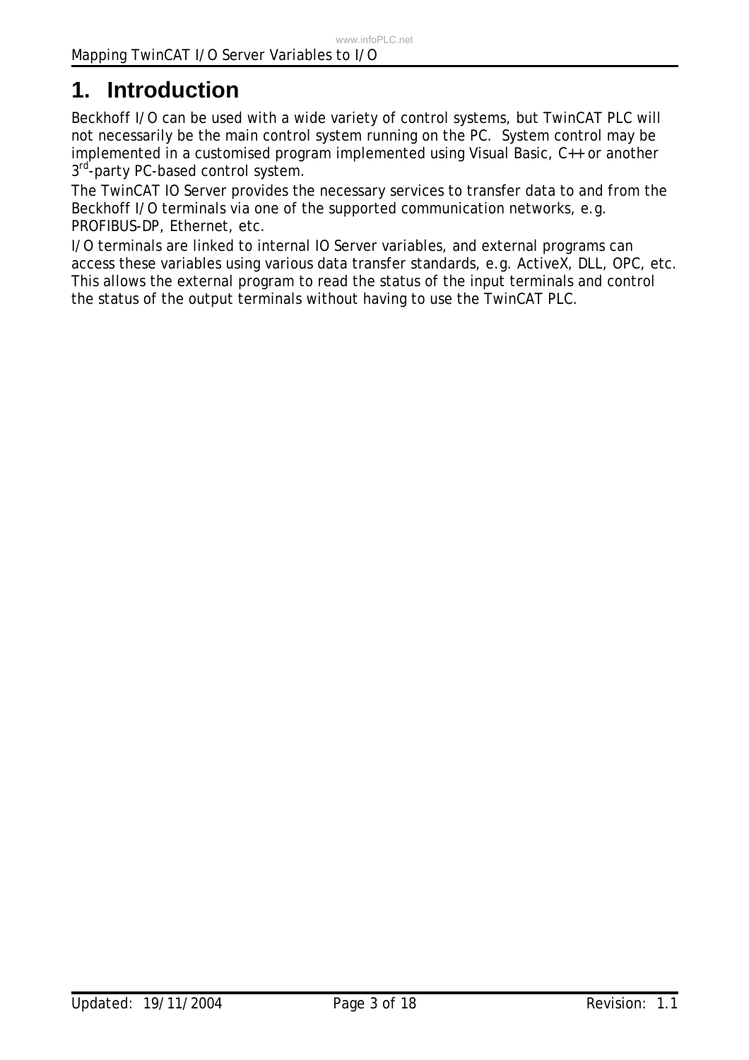# 1. Introduction

Beckhoff I/O can be used with a wide variety of control systems, but TwinCAT PLC will not necessarily be the main control system running on the PC. System control may be implemented in a customised program implemented using Visual Basic, C++ or another 3rd-party PC-based control system.

The TwinCAT IO Server provides the necessary services to transfer data to and from the Beckhoff I/O terminals via one of the supported communication networks, e.g. PROFIBUS-DP, Ethernet, etc.

I/O terminals are linked to internal IO Server variables, and external programs can access these variables using various data transfer standards, e.g. ActiveX, DLL, OPC, etc. This allows the external program to read the status of the input terminals and control the status of the output terminals without having to use the TwinCAT PLC.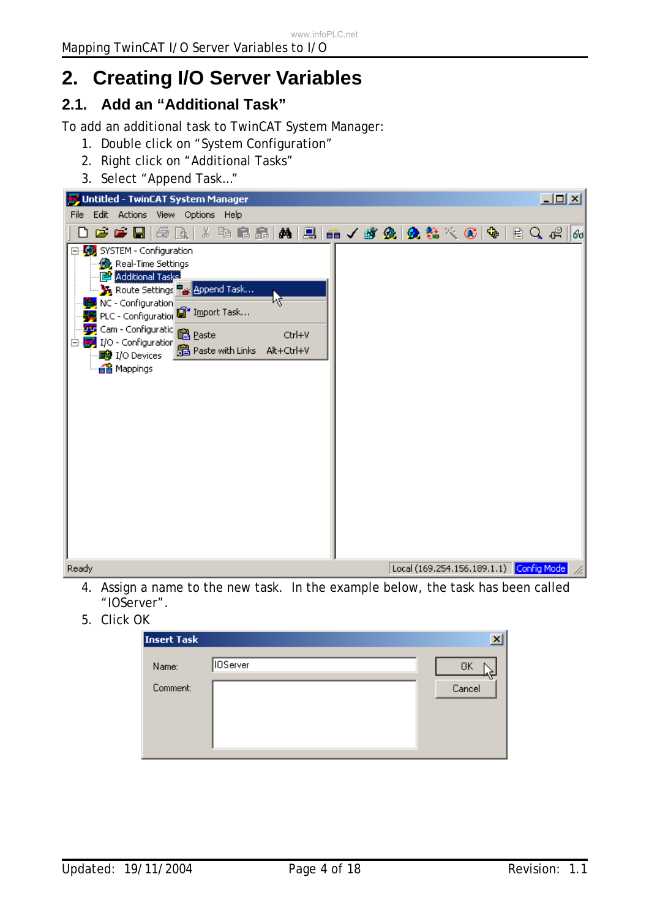# 2. Creating I/O Server Variables

## 2.1. Add an "Additional Task"

To add an additional task to TwinCAT System Manager:

1. Double click on "System Configuration"
2. Right click on "Additional Tasks"
3. Select "Append Task..."

4. Assign a name to the new task. In the example below, the task has been called "IOServer".
5. Click OK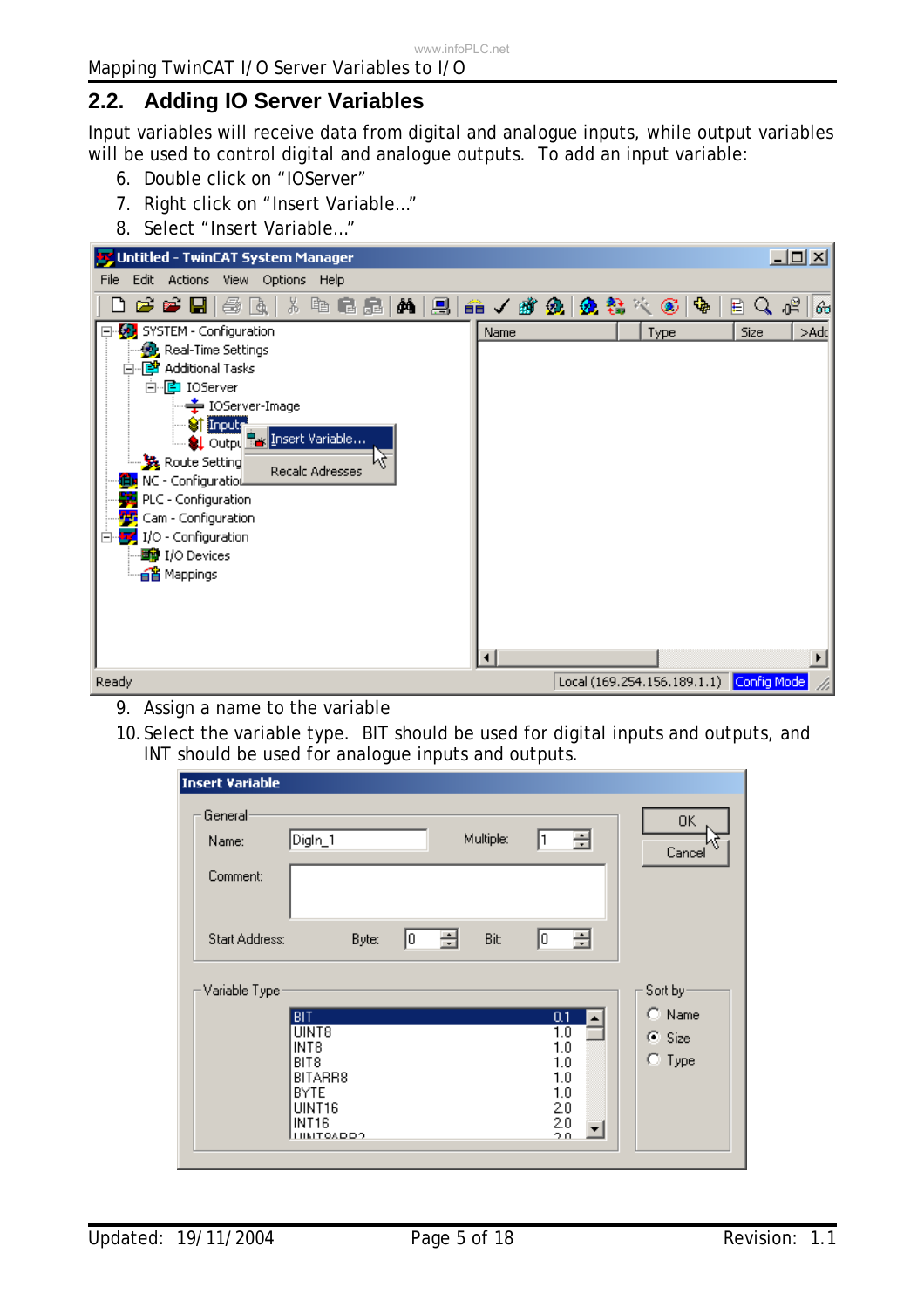## 2.2. Adding IO Server Variables

Input variables will receive data from digital and analogue inputs, while output variables will be used to control digital and analogue outputs. To add an input variable:

6. Double click on "IOServer"
7. Right click on "Insert Variable…"
8. Select "Insert Variable…"

9. Assign a name to the variable
10. Select the variable type. BIT should be used for digital inputs and outputs, and INT should be used for analogue inputs and outputs.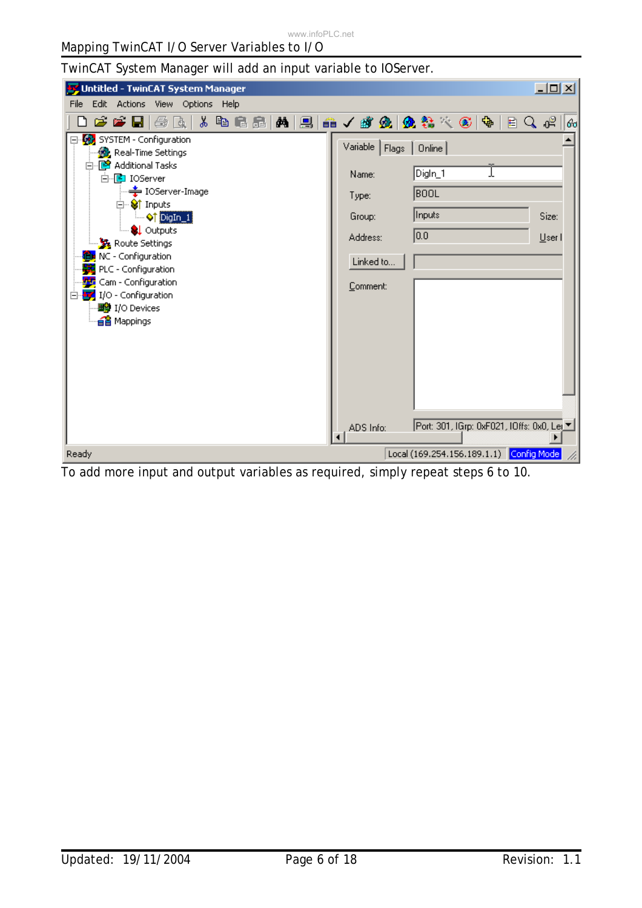TwinCAT System Manager will add an input variable to IOServer.

To add more input and output variables as required, simply repeat steps 6 to 10.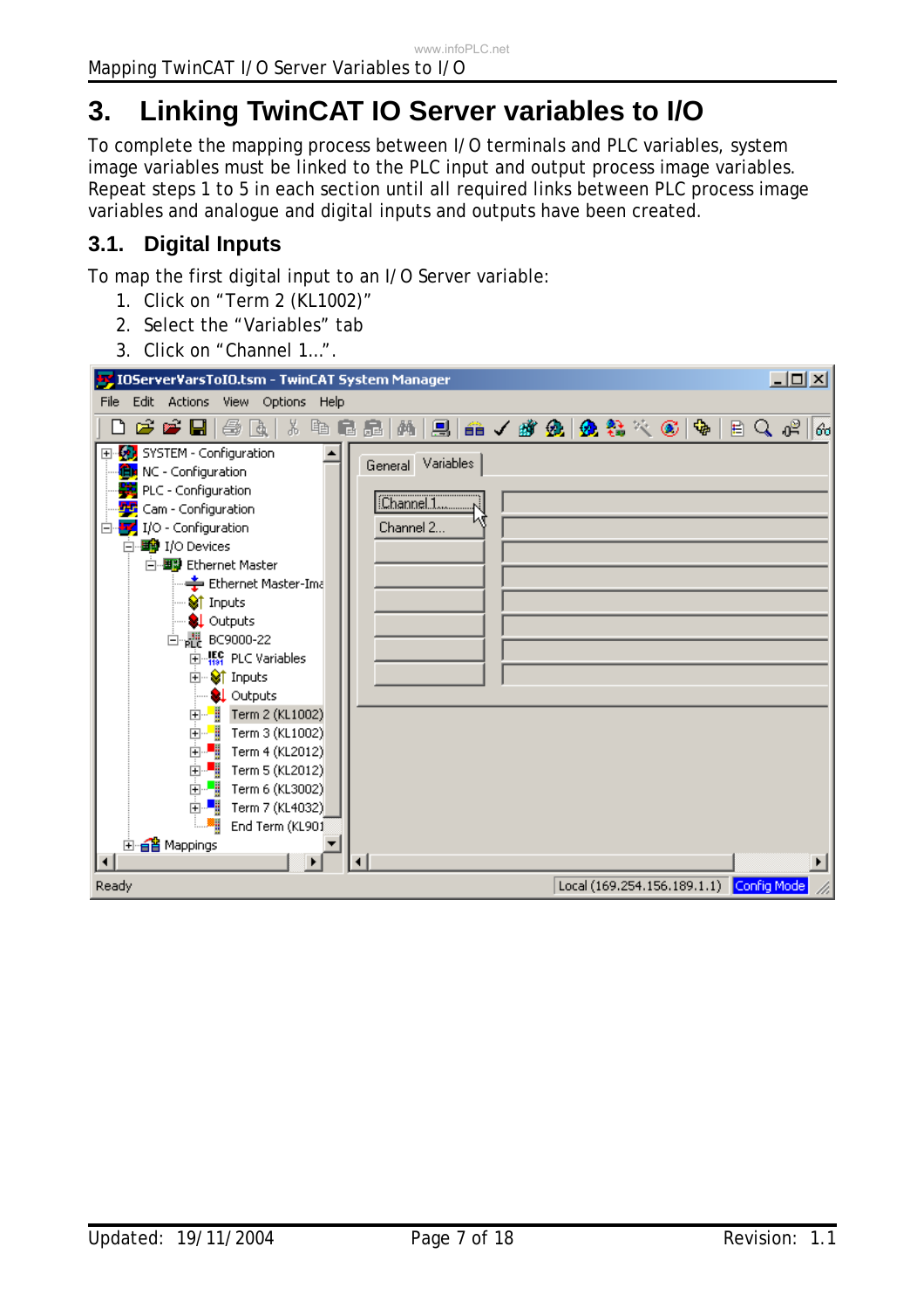# 3. Linking TwinCAT IO Server variables to I/O

To complete the mapping process between I/O terminals and PLC variables, system image variables must be linked to the PLC input and output process image variables. Repeat steps 1 to 5 in each section until all required links between PLC process image variables and analogue and digital inputs and outputs have been created.

## 3.1. Digital Inputs

To map the first digital input to an I/O Server variable:

1. Click on "Term 2 (KL1002)"
2. Select the "Variables" tab
3. Click on "Channel 1...".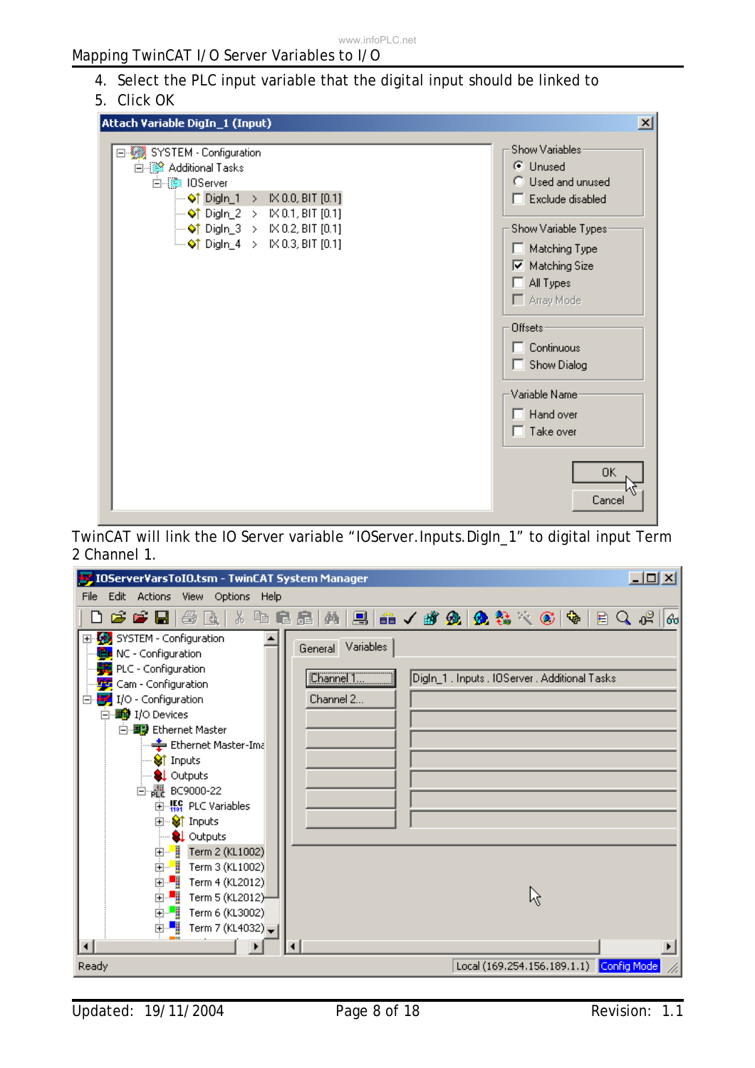4. Select the PLC input variable that the digital input should be linked to
5. Click OK

TwinCAT will link the IO Server variable “IOServer.Inputs.DigIn_1” to digital input Term 2 Channel 1.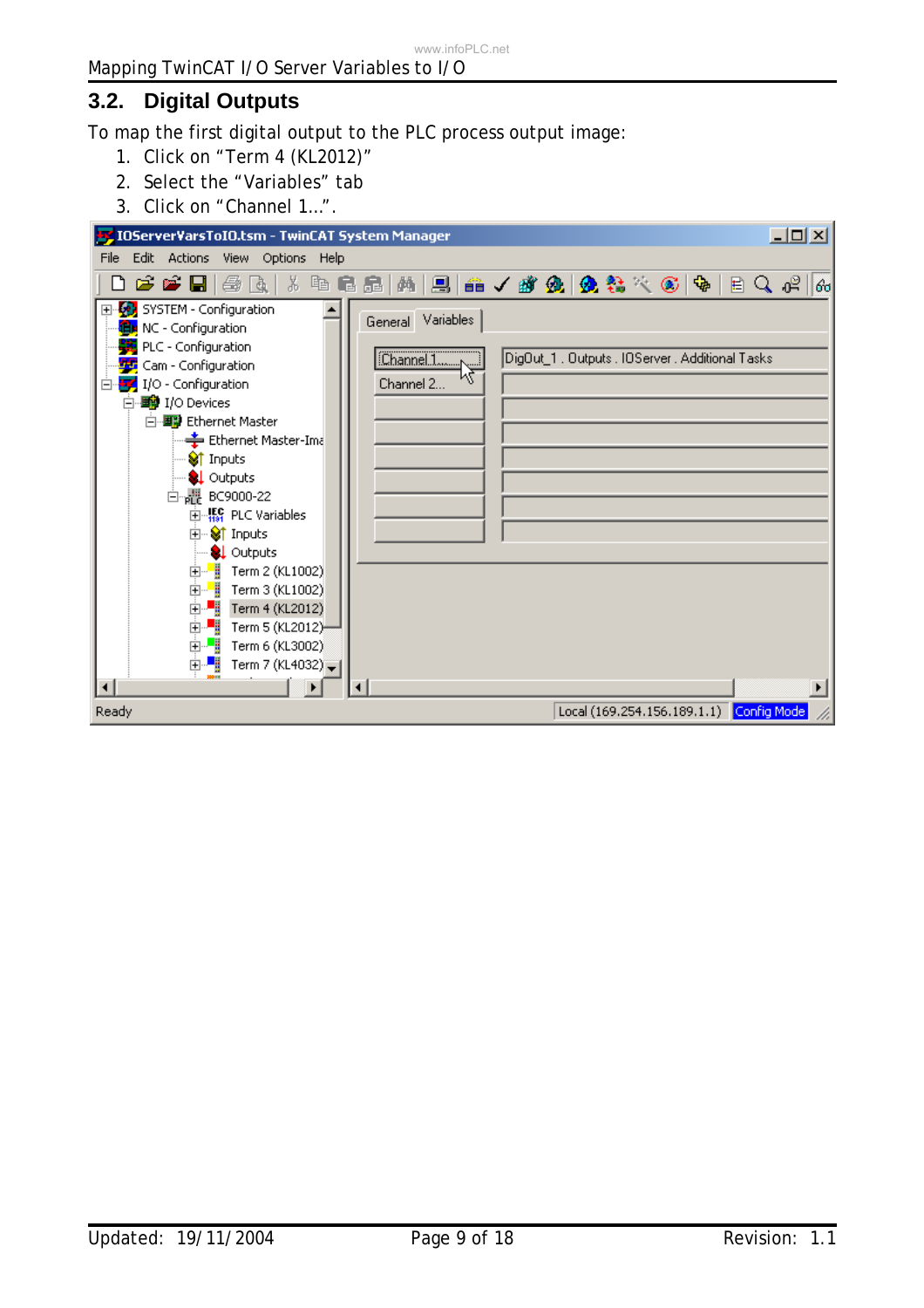## 3.2. Digital Outputs

To map the first digital output to the PLC process output image:

1. Click on "Term 4 (KL2012)"
2. Select the "Variables" tab
3. Click on "Channel 1…".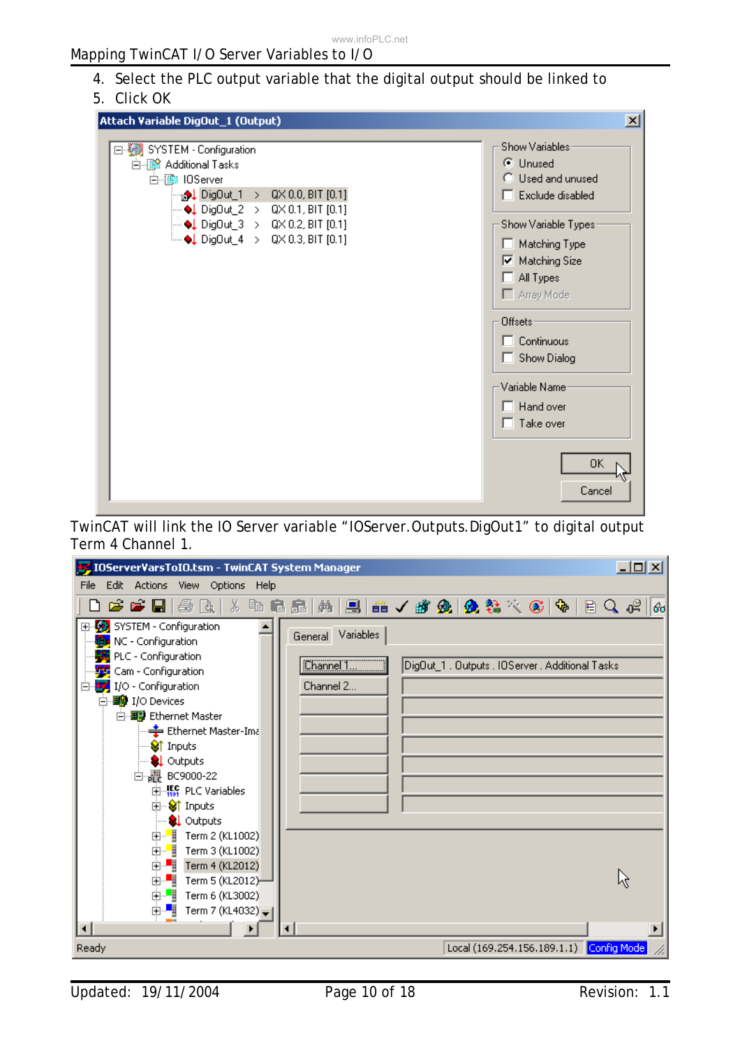4. Select the PLC output variable that the digital output should be linked to
5. Click OK

TwinCAT will link the IO Server variable "IOServer.Outputs.DigOut1" to digital output Term 4 Channel 1.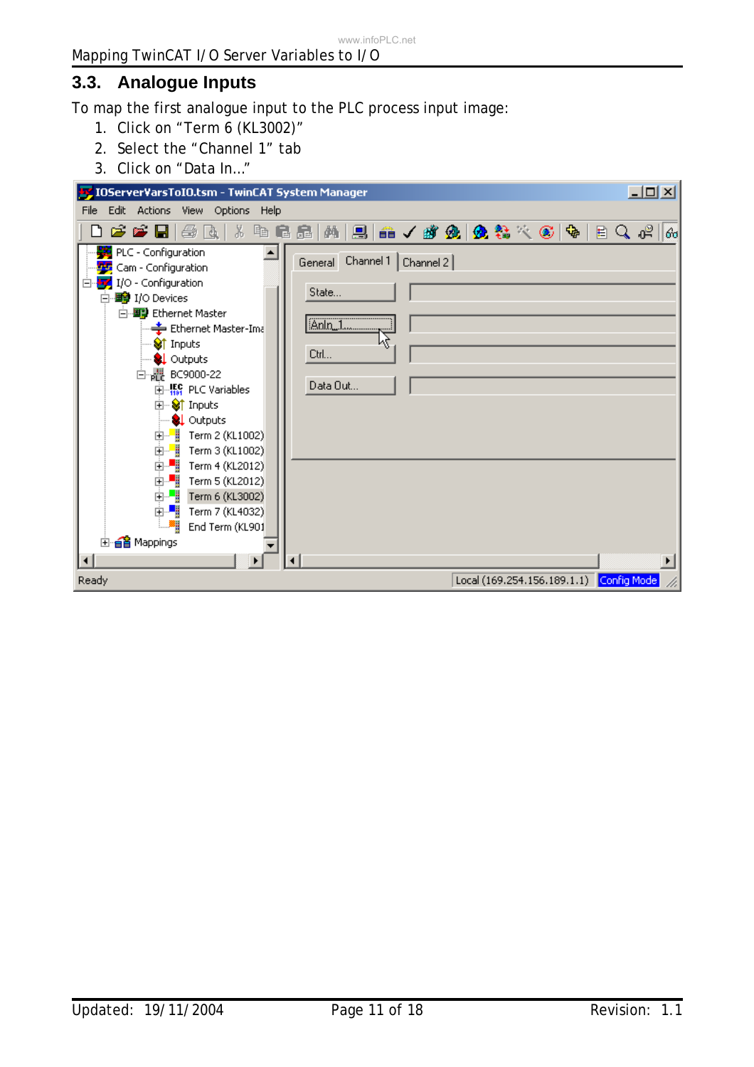## 3.3. Analogue Inputs

To map the first analogue input to the PLC process input image:

1. Click on "Term 6 (KL3002)"
2. Select the "Channel 1" tab
3. Click on "Data In..."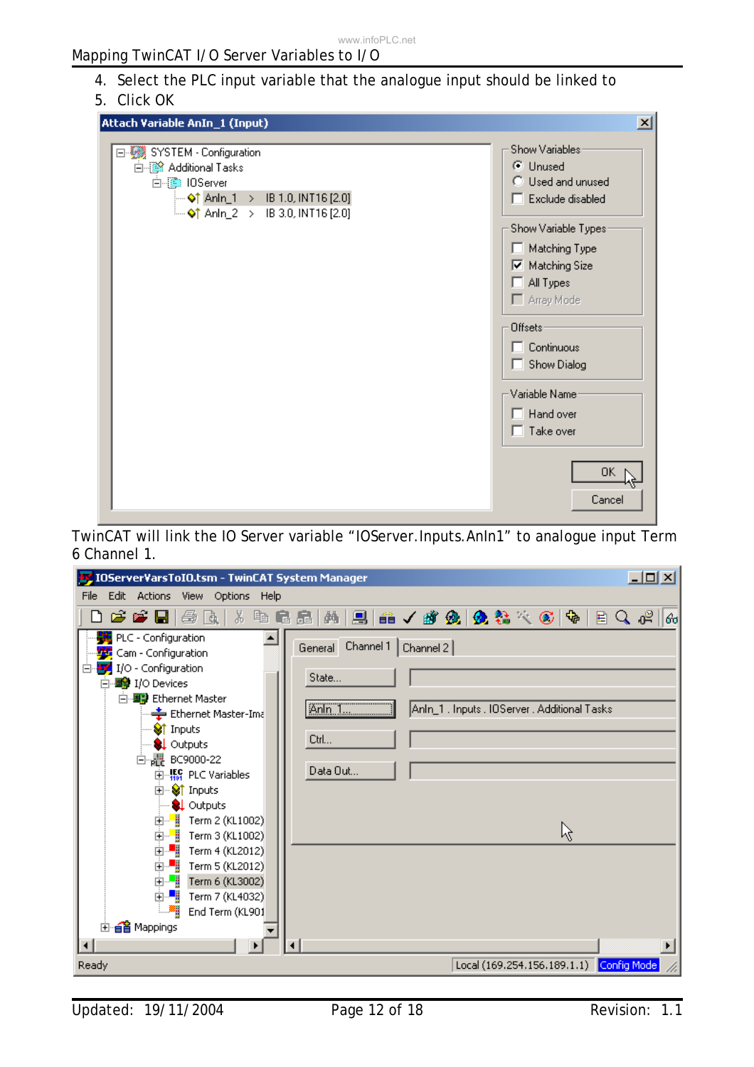4. Select the PLC input variable that the analogue input should be linked to
5. Click OK

TwinCAT will link the IO Server variable "IOServer.Inputs.AnIn1" to analogue input Term 6 Channel 1.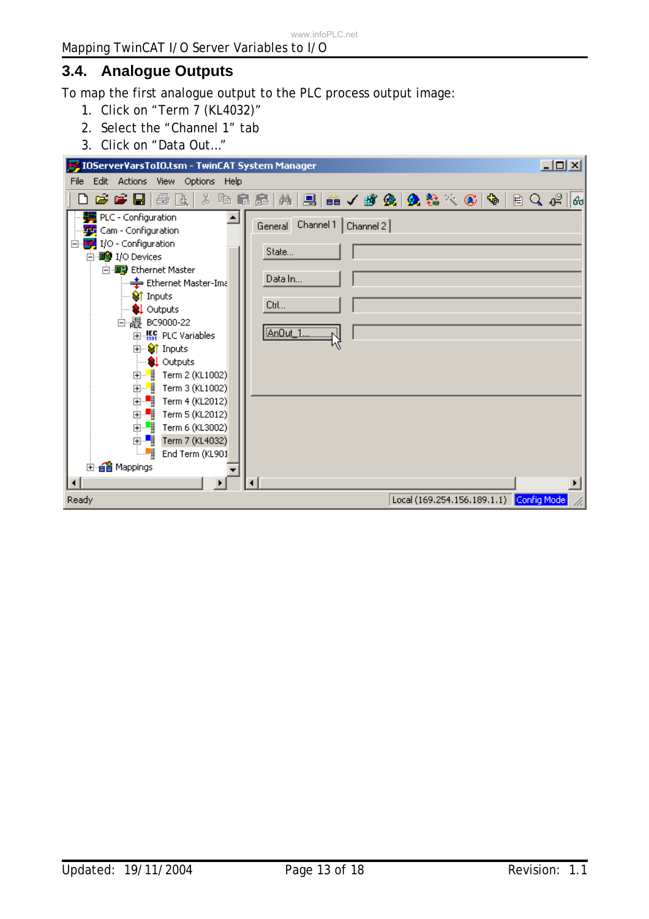## 3.4. Analogue Outputs

To map the first analogue output to the PLC process output image:

1. Click on "Term 7 (KL4032)"
2. Select the "Channel 1" tab
3. Click on "Data Out..."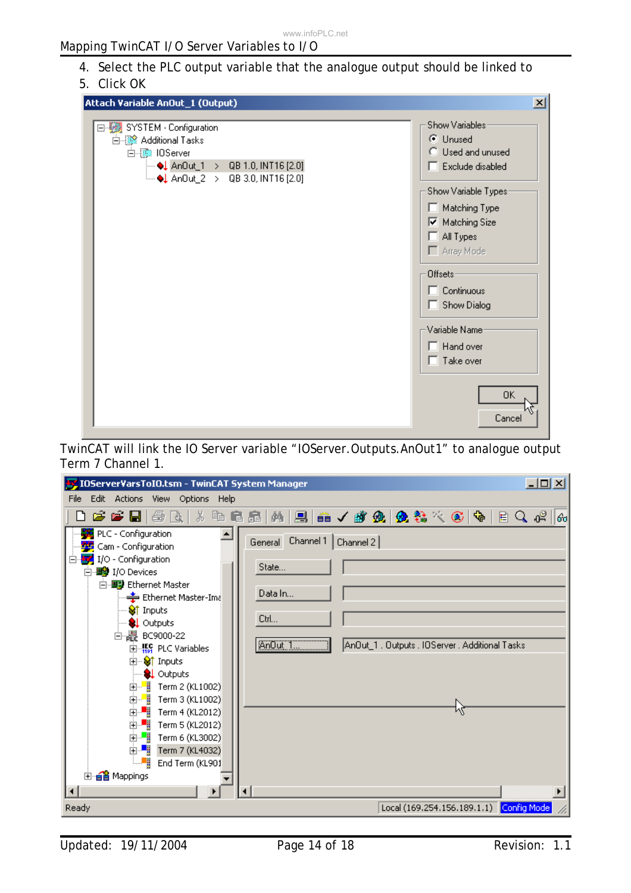4. Select the PLC output variable that the analogue output should be linked to
5. Click OK

TwinCAT will link the IO Server variable "IOServer.Outputs.AnOut1" to analogue output Term 7 Channel 1.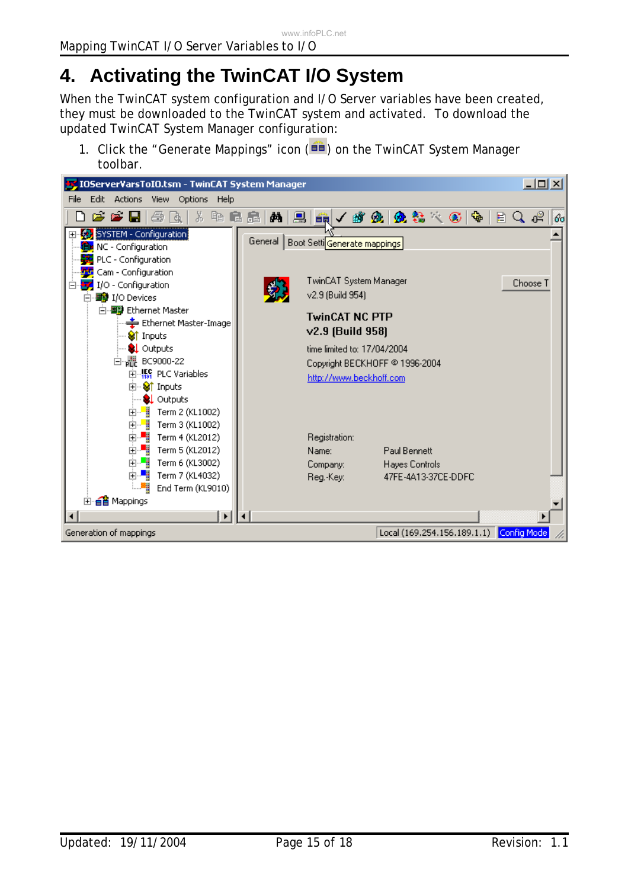# 4. Activating the TwinCAT I/O System

When the TwinCAT system configuration and I/O Server variables have been created, they must be downloaded to the TwinCAT system and activated. To download the updated TwinCAT System Manager configuration:

1. Click the "Generate Mappings" icon ( ) on the TwinCAT System Manager toolbar.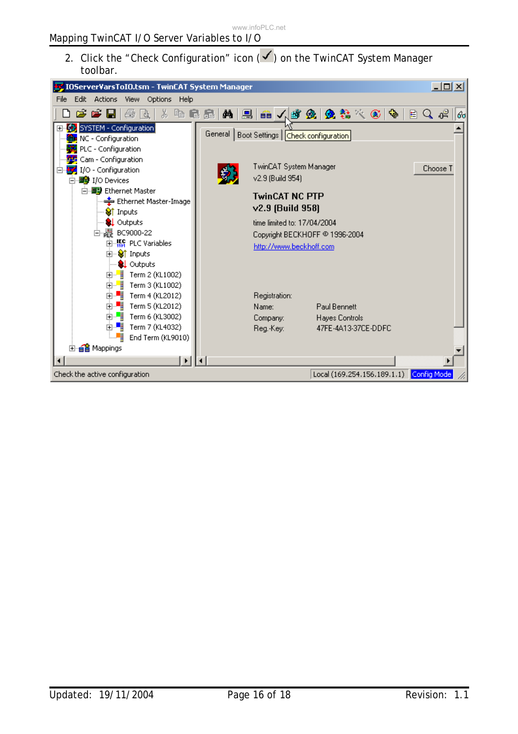2. Click the "Check Configuration" icon (✓) on the TwinCAT System Manager toolbar.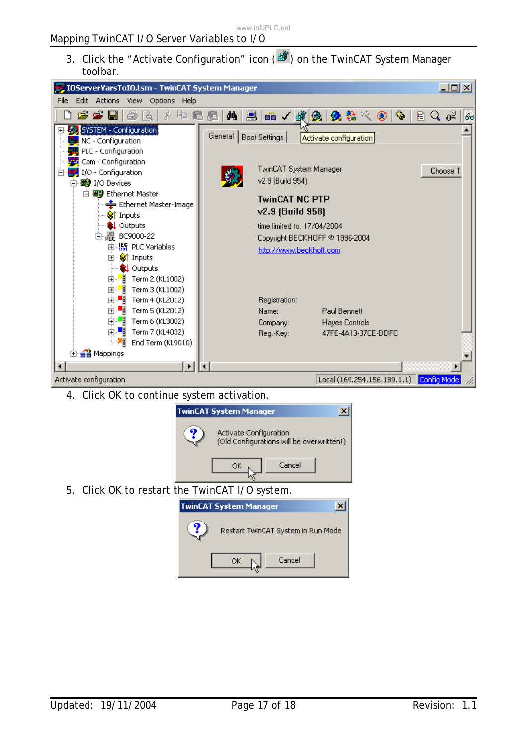3. Click the "Activate Configuration" icon ( ) on the TwinCAT System Manager toolbar.

4. Click OK to continue system activation.

5. Click OK to restart the TwinCAT I/O system.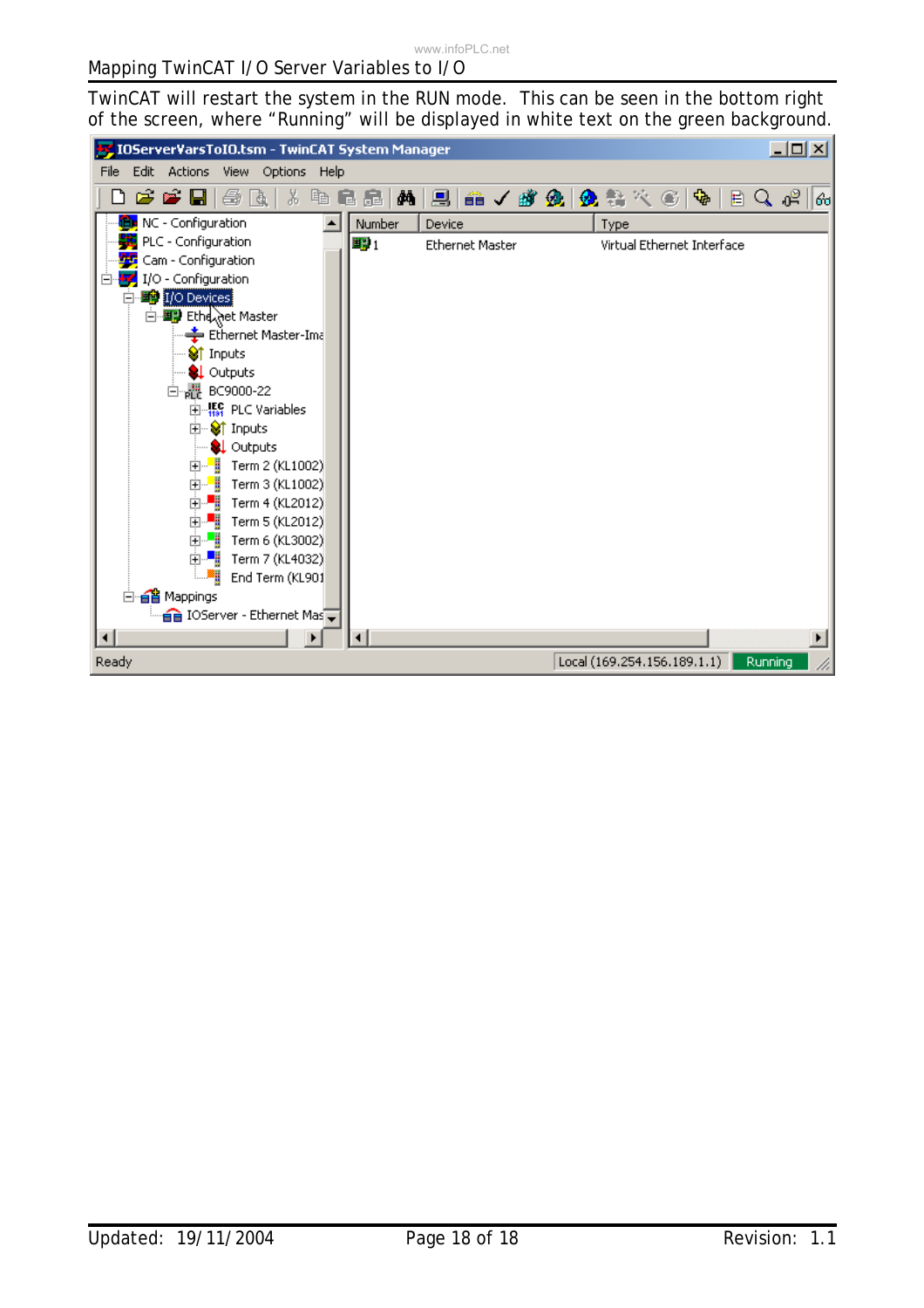TwinCAT will restart the system in the RUN mode. This can be seen in the bottom right of the screen, where "Running" will be displayed in white text on the green background.